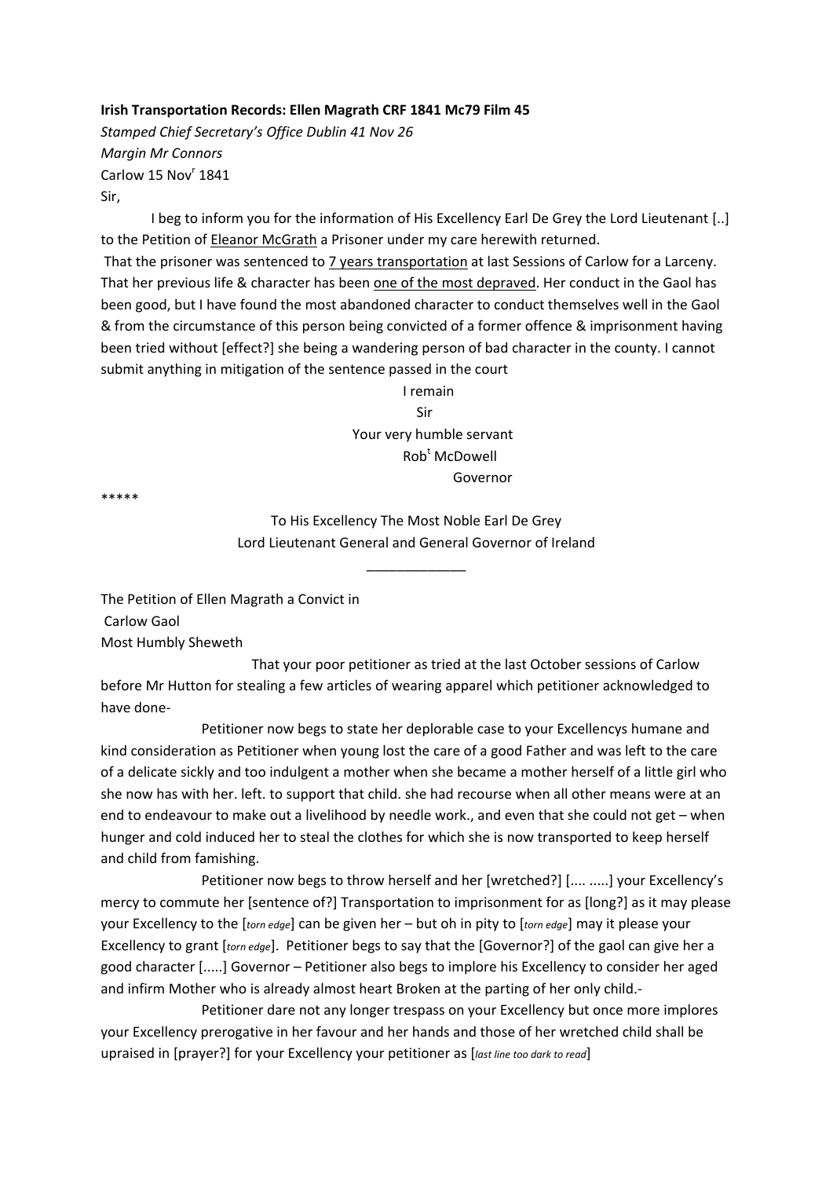**Irish Transportation Records: Ellen Magrath CRF 1841 Mc79 Film 45**

*Stamped Chief Secretary's Office Dublin 41 Nov 26*

*Margin Mr Connors*

Carlow 15 Nov[r] 1841

Sir,

I beg to inform you for the information of His Excellency Earl De Grey the Lord Lieutenant [..] to the Petition of <u>Eleanor McGrath</u> a Prisoner under my care herewith returned.

That the prisoner was sentenced to <u>7 years transportation</u> at last Sessions of Carlow for a Larceny. That her previous life & character has been <u>one of the most depraved</u>. Her conduct in the Gaol has been good, but I have found the most abandoned character to conduct themselves well in the Gaol & from the circumstance of this person being convicted of a former offence & imprisonment having been tried without [effect?] she being a wandering person of bad character in the county. I cannot submit anything in mitigation of the sentence passed in the court

I remain
Sir
Your very humble servant
Rob[t] McDowell
Governor

*****

To His Excellency The Most Noble Earl De Grey
Lord Lieutenant General and General Governor of Ireland

_____________

The Petition of Ellen Magrath a Convict in
Carlow Gaol
Most Humbly Sheweth

That your poor petitioner as tried at the last October sessions of Carlow before Mr Hutton for stealing a few articles of wearing apparel which petitioner acknowledged to have done-

Petitioner now begs to state her deplorable case to your Excellencys humane and kind consideration as Petitioner when young lost the care of a good Father and was left to the care of a delicate sickly and too indulgent a mother when she became a mother herself of a little girl who she now has with her. left. to support that child. she had recourse when all other means were at an end to endeavour to make out a livelihood by needle work., and even that she could not get – when hunger and cold induced her to steal the clothes for which she is now transported to keep herself and child from famishing.

Petitioner now begs to throw herself and her [wretched?] [.... .....] your Excellency's mercy to commute her [sentence of?] Transportation to imprisonment for as [long?] as it may please your Excellency to the [*torn edge*] can be given her – but oh in pity to [*torn edge*] may it please your Excellency to grant [*torn edge*]. Petitioner begs to say that the [Governor?] of the gaol can give her a good character [.....] Governor – Petitioner also begs to implore his Excellency to consider her aged and infirm Mother who is already almost heart Broken at the parting of her only child.-

Petitioner dare not any longer trespass on your Excellency but once more implores your Excellency prerogative in her favour and her hands and those of her wretched child shall be upraised in [prayer?] for your Excellency your petitioner as [*last line too dark to read*]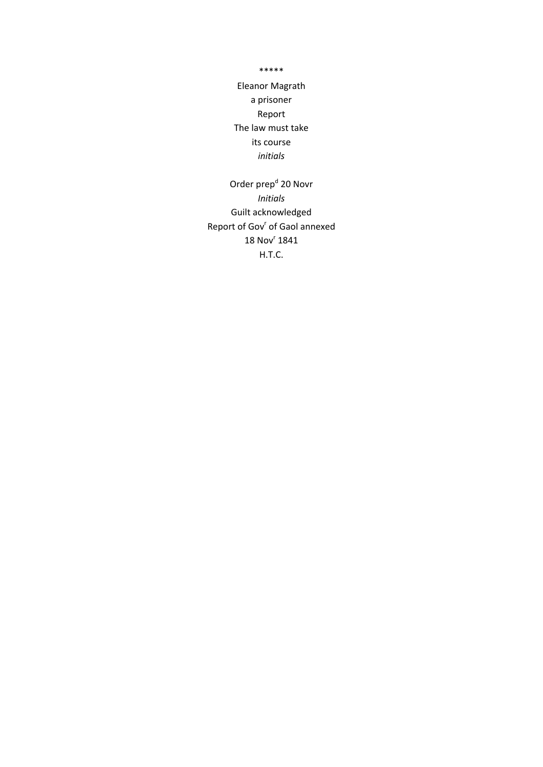*****

Eleanor Magrath

a prisoner

Report

The law must take

its course

*initials*

Order prep[d] 20 Novr

*Initials*

Guilt acknowledged

Report of Gov[r] of Gaol annexed

18 Nov[r] 1841

H.T.C.